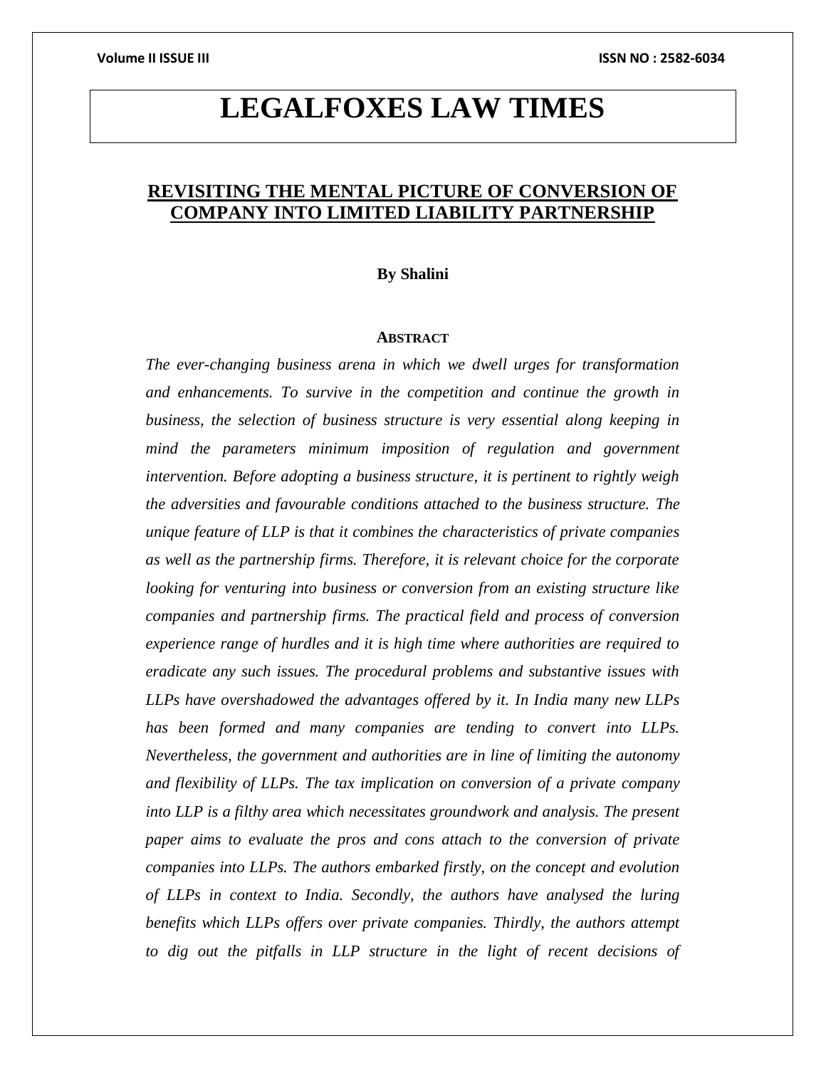# LEGALFOXES LAW TIMES

## REVISITING THE MENTAL PICTURE OF CONVERSION OF COMPANY INTO LIMITED LIABILITY PARTNERSHIP

**By Shalini**

### ABSTRACT

*The ever-changing business arena in which we dwell urges for transformation and enhancements. To survive in the competition and continue the growth in business, the selection of business structure is very essential along keeping in mind the parameters minimum imposition of regulation and government intervention. Before adopting a business structure, it is pertinent to rightly weigh the adversities and favourable conditions attached to the business structure. The unique feature of LLP is that it combines the characteristics of private companies as well as the partnership firms. Therefore, it is relevant choice for the corporate looking for venturing into business or conversion from an existing structure like companies and partnership firms. The practical field and process of conversion experience range of hurdles and it is high time where authorities are required to eradicate any such issues. The procedural problems and substantive issues with LLPs have overshadowed the advantages offered by it. In India many new LLPs has been formed and many companies are tending to convert into LLPs. Nevertheless, the government and authorities are in line of limiting the autonomy and flexibility of LLPs. The tax implication on conversion of a private company into LLP is a filthy area which necessitates groundwork and analysis. The present paper aims to evaluate the pros and cons attach to the conversion of private companies into LLPs. The authors embarked firstly, on the concept and evolution of LLPs in context to India. Secondly, the authors have analysed the luring benefits which LLPs offers over private companies. Thirdly, the authors attempt to dig out the pitfalls in LLP structure in the light of recent decisions of*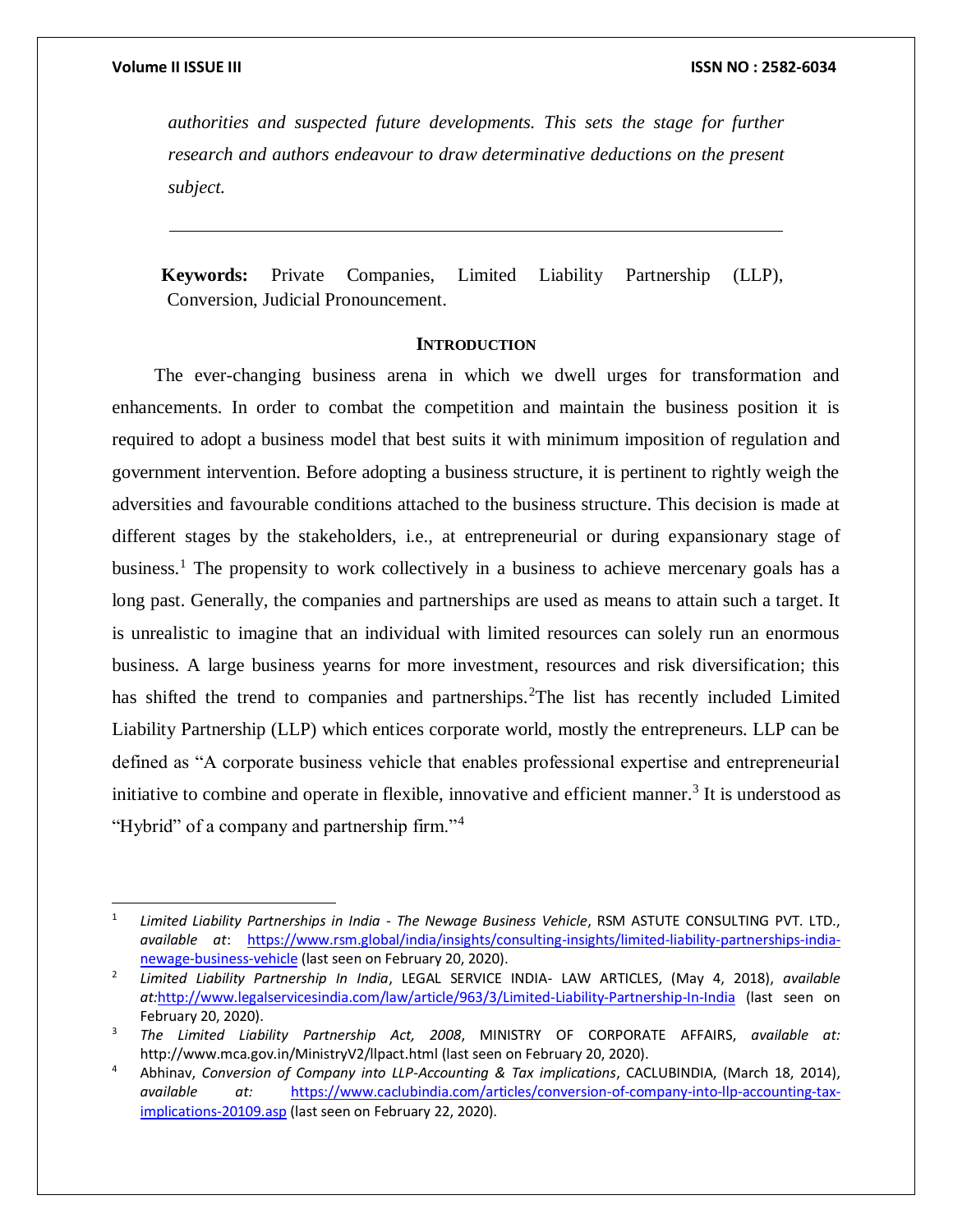*authorities and suspected future developments. This sets the stage for further research and authors endeavour to draw determinative deductions on the present subject.*

---

**Keywords:** Private Companies, Limited Liability Partnership (LLP), Conversion, Judicial Pronouncement.

## INTRODUCTION

The ever-changing business arena in which we dwell urges for transformation and enhancements. In order to combat the competition and maintain the business position it is required to adopt a business model that best suits it with minimum imposition of regulation and government intervention. Before adopting a business structure, it is pertinent to rightly weigh the adversities and favourable conditions attached to the business structure. This decision is made at different stages by the stakeholders, i.e., at entrepreneurial or during expansionary stage of business.[1] The propensity to work collectively in a business to achieve mercenary goals has a long past. Generally, the companies and partnerships are used as means to attain such a target. It is unrealistic to imagine that an individual with limited resources can solely run an enormous business. A large business yearns for more investment, resources and risk diversification; this has shifted the trend to companies and partnerships.[2]The list has recently included Limited Liability Partnership (LLP) which entices corporate world, mostly the entrepreneurs. LLP can be defined as "A corporate business vehicle that enables professional expertise and entrepreneurial initiative to combine and operate in flexible, innovative and efficient manner.[3] It is understood as "Hybrid" of a company and partnership firm."[4]

---

[1] *Limited Liability Partnerships in India - The Newage Business Vehicle*, RSM ASTUTE CONSULTING PVT. LTD., *available at*: https://www.rsm.global/india/insights/consulting-insights/limited-liability-partnerships-india-newage-business-vehicle (last seen on February 20, 2020).

[2] *Limited Liability Partnership In India*, LEGAL SERVICE INDIA- LAW ARTICLES, (May 4, 2018), *available at*:http://www.legalservicesindia.com/law/article/963/3/Limited-Liability-Partnership-In-India (last seen on February 20, 2020).

[3] *The Limited Liability Partnership Act, 2008*, MINISTRY OF CORPORATE AFFAIRS, *available at:* http://www.mca.gov.in/MinistryV2/llpact.html (last seen on February 20, 2020).

[4] Abhinav, *Conversion of Company into LLP-Accounting & Tax implications*, CACLUBINDIA, (March 18, 2014), *available at:* https://www.caclubindia.com/articles/conversion-of-company-into-llp-accounting-tax-implications-20109.asp (last seen on February 22, 2020).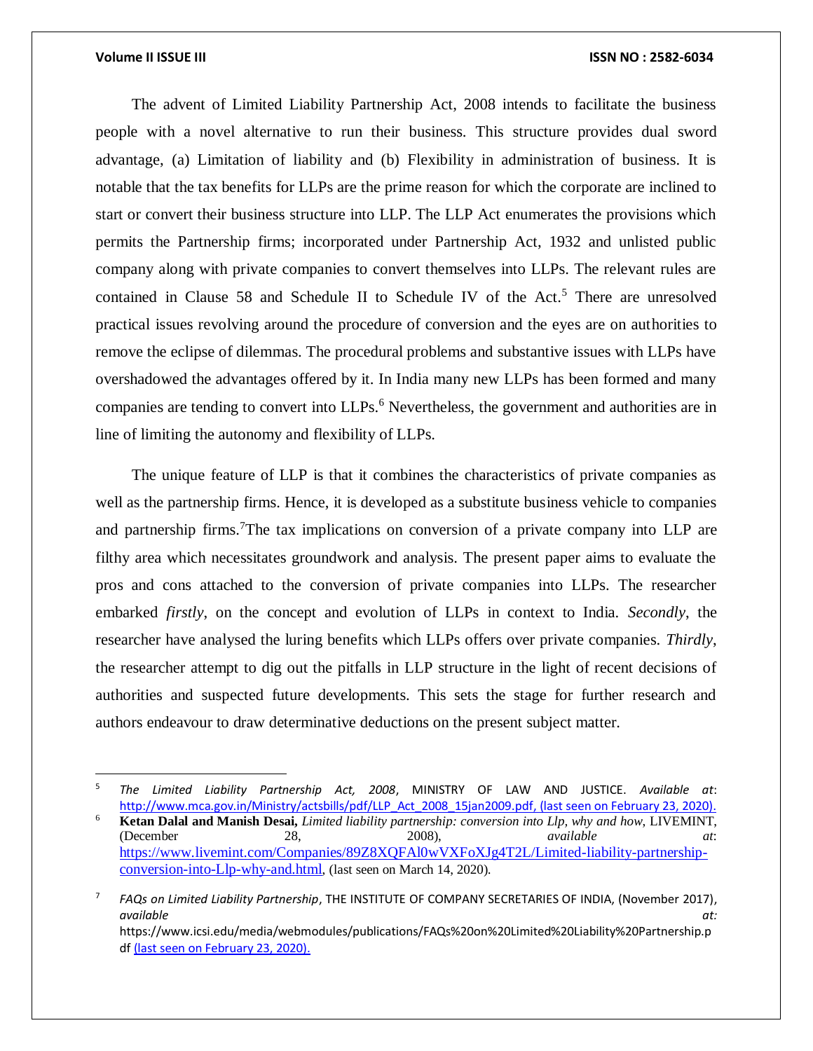The advent of Limited Liability Partnership Act, 2008 intends to facilitate the business people with a novel alternative to run their business. This structure provides dual sword advantage, (a) Limitation of liability and (b) Flexibility in administration of business. It is notable that the tax benefits for LLPs are the prime reason for which the corporate are inclined to start or convert their business structure into LLP. The LLP Act enumerates the provisions which permits the Partnership firms; incorporated under Partnership Act, 1932 and unlisted public company along with private companies to convert themselves into LLPs. The relevant rules are contained in Clause 58 and Schedule II to Schedule IV of the Act.[5] There are unresolved practical issues revolving around the procedure of conversion and the eyes are on authorities to remove the eclipse of dilemmas. The procedural problems and substantive issues with LLPs have overshadowed the advantages offered by it. In India many new LLPs has been formed and many companies are tending to convert into LLPs.[6] Nevertheless, the government and authorities are in line of limiting the autonomy and flexibility of LLPs.

The unique feature of LLP is that it combines the characteristics of private companies as well as the partnership firms. Hence, it is developed as a substitute business vehicle to companies and partnership firms.[7]The tax implications on conversion of a private company into LLP are filthy area which necessitates groundwork and analysis. The present paper aims to evaluate the pros and cons attached to the conversion of private companies into LLPs. The researcher embarked *firstly*, on the concept and evolution of LLPs in context to India. *Secondly*, the researcher have analysed the luring benefits which LLPs offers over private companies. *Thirdly*, the researcher attempt to dig out the pitfalls in LLP structure in the light of recent decisions of authorities and suspected future developments. This sets the stage for further research and authors endeavour to draw determinative deductions on the present subject matter.

---

[5] *The Limited Liability Partnership Act, 2008*, MINISTRY OF LAW AND JUSTICE. *Available at*: http://www.mca.gov.in/Ministry/actsbills/pdf/LLP_Act_2008_15jan2009.pdf, (last seen on February 23, 2020).

[6] **Ketan Dalal and Manish Desai,** *Limited liability partnership: conversion into Llp, why and how*, LIVEMINT, (December 28, 2008), *available at*: https://www.livemint.com/Companies/89Z8XQFAl0wVXFoXJg4T2L/Limited-liability-partnership-conversion-into-Llp-why-and.html, (last seen on March 14, 2020).

[7] *FAQs on Limited Liability Partnership*, THE INSTITUTE OF COMPANY SECRETARIES OF INDIA, (November 2017), *available at:* https://www.icsi.edu/media/webmodules/publications/FAQs%20on%20Limited%20Liability%20Partnership.pdf (last seen on February 23, 2020).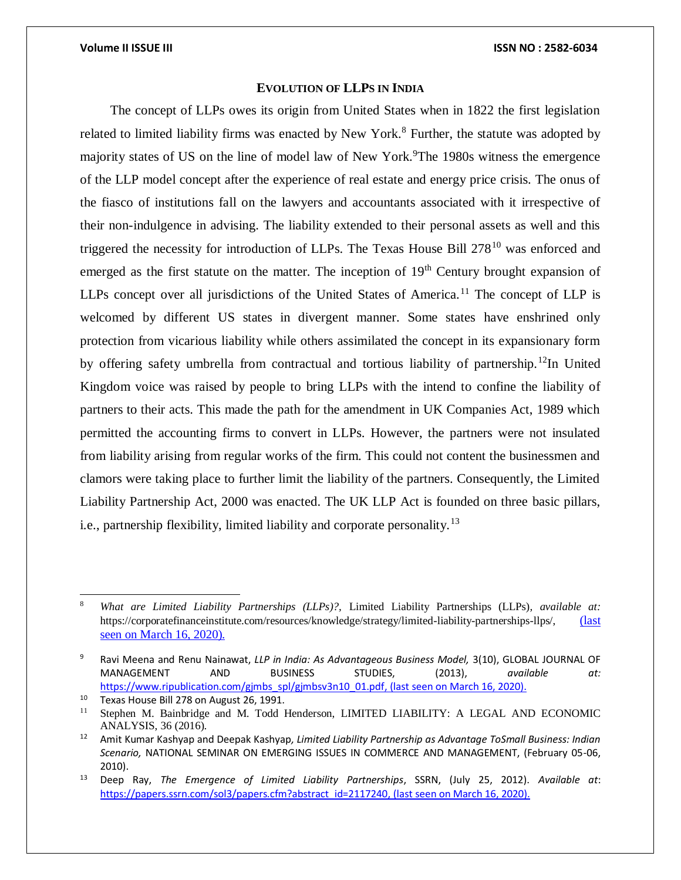## EVOLUTION OF LLPS IN INDIA

The concept of LLPs owes its origin from United States when in 1822 the first legislation related to limited liability firms was enacted by New York.[8] Further, the statute was adopted by majority states of US on the line of model law of New York.[9]The 1980s witness the emergence of the LLP model concept after the experience of real estate and energy price crisis. The onus of the fiasco of institutions fall on the lawyers and accountants associated with it irrespective of their non-indulgence in advising. The liability extended to their personal assets as well and this triggered the necessity for introduction of LLPs. The Texas House Bill 278[10] was enforced and emerged as the first statute on the matter. The inception of 19th Century brought expansion of LLPs concept over all jurisdictions of the United States of America.[11] The concept of LLP is welcomed by different US states in divergent manner. Some states have enshrined only protection from vicarious liability while others assimilated the concept in its expansionary form by offering safety umbrella from contractual and tortious liability of partnership.[12]In United Kingdom voice was raised by people to bring LLPs with the intend to confine the liability of partners to their acts. This made the path for the amendment in UK Companies Act, 1989 which permitted the accounting firms to convert in LLPs. However, the partners were not insulated from liability arising from regular works of the firm. This could not content the businessmen and clamors were taking place to further limit the liability of the partners. Consequently, the Limited Liability Partnership Act, 2000 was enacted. The UK LLP Act is founded on three basic pillars, i.e., partnership flexibility, limited liability and corporate personality.[13]

---

[8] *What are Limited Liability Partnerships (LLPs)?*, Limited Liability Partnerships (LLPs), *available at:* https://corporatefinanceinstitute.com/resources/knowledge/strategy/limited-liability-partnerships-llps/, (last seen on March 16, 2020).

[9] Ravi Meena and Renu Nainawat, *LLP in India: As Advantageous Business Model,* 3(10), GLOBAL JOURNAL OF MANAGEMENT AND BUSINESS STUDIES, (2013), *available at:* https://www.ripublication.com/gjmbs_spl/gjmbsv3n10_01.pdf, (last seen on March 16, 2020).

[10] Texas House Bill 278 on August 26, 1991.

[11] Stephen M. Bainbridge and M. Todd Henderson, LIMITED LIABILITY: A LEGAL AND ECONOMIC ANALYSIS, 36 (2016).

[12] Amit Kumar Kashyap and Deepak Kashyap, *Limited Liability Partnership as Advantage ToSmall Business: Indian Scenario,* NATIONAL SEMINAR ON EMERGING ISSUES IN COMMERCE AND MANAGEMENT, (February 05-06, 2010).

[13] Deep Ray, *The Emergence of Limited Liability Partnerships*, SSRN, (July 25, 2012). *Available at*: https://papers.ssrn.com/sol3/papers.cfm?abstract_id=2117240, (last seen on March 16, 2020).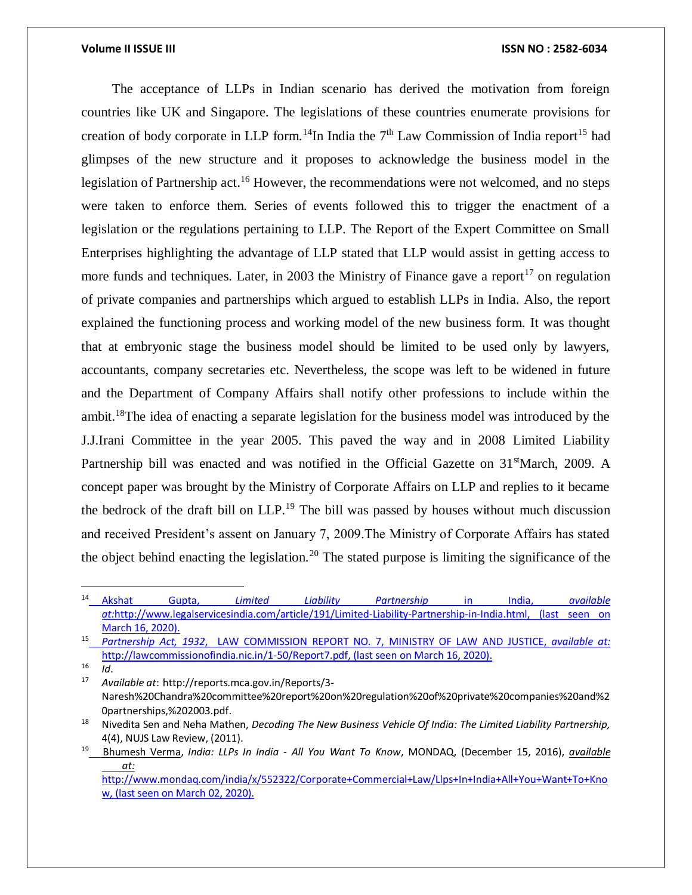The acceptance of LLPs in Indian scenario has derived the motivation from foreign countries like UK and Singapore. The legislations of these countries enumerate provisions for creation of body corporate in LLP form.[14]In India the 7th Law Commission of India report[15] had glimpses of the new structure and it proposes to acknowledge the business model in the legislation of Partnership act.[16] However, the recommendations were not welcomed, and no steps were taken to enforce them. Series of events followed this to trigger the enactment of a legislation or the regulations pertaining to LLP. The Report of the Expert Committee on Small Enterprises highlighting the advantage of LLP stated that LLP would assist in getting access to more funds and techniques. Later, in 2003 the Ministry of Finance gave a report[17] on regulation of private companies and partnerships which argued to establish LLPs in India. Also, the report explained the functioning process and working model of the new business form. It was thought that at embryonic stage the business model should be limited to be used only by lawyers, accountants, company secretaries etc. Nevertheless, the scope was left to be widened in future and the Department of Company Affairs shall notify other professions to include within the ambit.[18]The idea of enacting a separate legislation for the business model was introduced by the J.J.Irani Committee in the year 2005. This paved the way and in 2008 Limited Liability Partnership bill was enacted and was notified in the Official Gazette on 31stMarch, 2009. A concept paper was brought by the Ministry of Corporate Affairs on LLP and replies to it became the bedrock of the draft bill on LLP.[19] The bill was passed by houses without much discussion and received President's assent on January 7, 2009.The Ministry of Corporate Affairs has stated the object behind enacting the legislation.[20] The stated purpose is limiting the significance of the

---

[14] Akshat Gupta, *Limited Liability Partnership* in India, *available at*:http://www.legalservicesindia.com/article/191/Limited-Liability-Partnership-in-India.html, (last seen on March 16, 2020).

[15] *Partnership Act, 1932*, LAW COMMISSION REPORT NO. 7, MINISTRY OF LAW AND JUSTICE, *available at:* http://lawcommissionofindia.nic.in/1-50/Report7.pdf, (last seen on March 16, 2020).

[16] *Id*.

[17] *Available at*: http://reports.mca.gov.in/Reports/3-Naresh%20Chandra%20committee%20report%20on%20regulation%20of%20private%20companies%20and%20partnerships,%202003.pdf.

[18] Nivedita Sen and Neha Mathen, *Decoding The New Business Vehicle Of India: The Limited Liability Partnership,* 4(4), NUJS Law Review, (2011).

[19] Bhumesh Verma, *India: LLPs In India - All You Want To Know*, MONDAQ, (December 15, 2016), *available at:* http://www.mondaq.com/india/x/552322/Corporate+Commercial+Law/Llps+In+India+All+You+Want+To+Know, (last seen on March 02, 2020).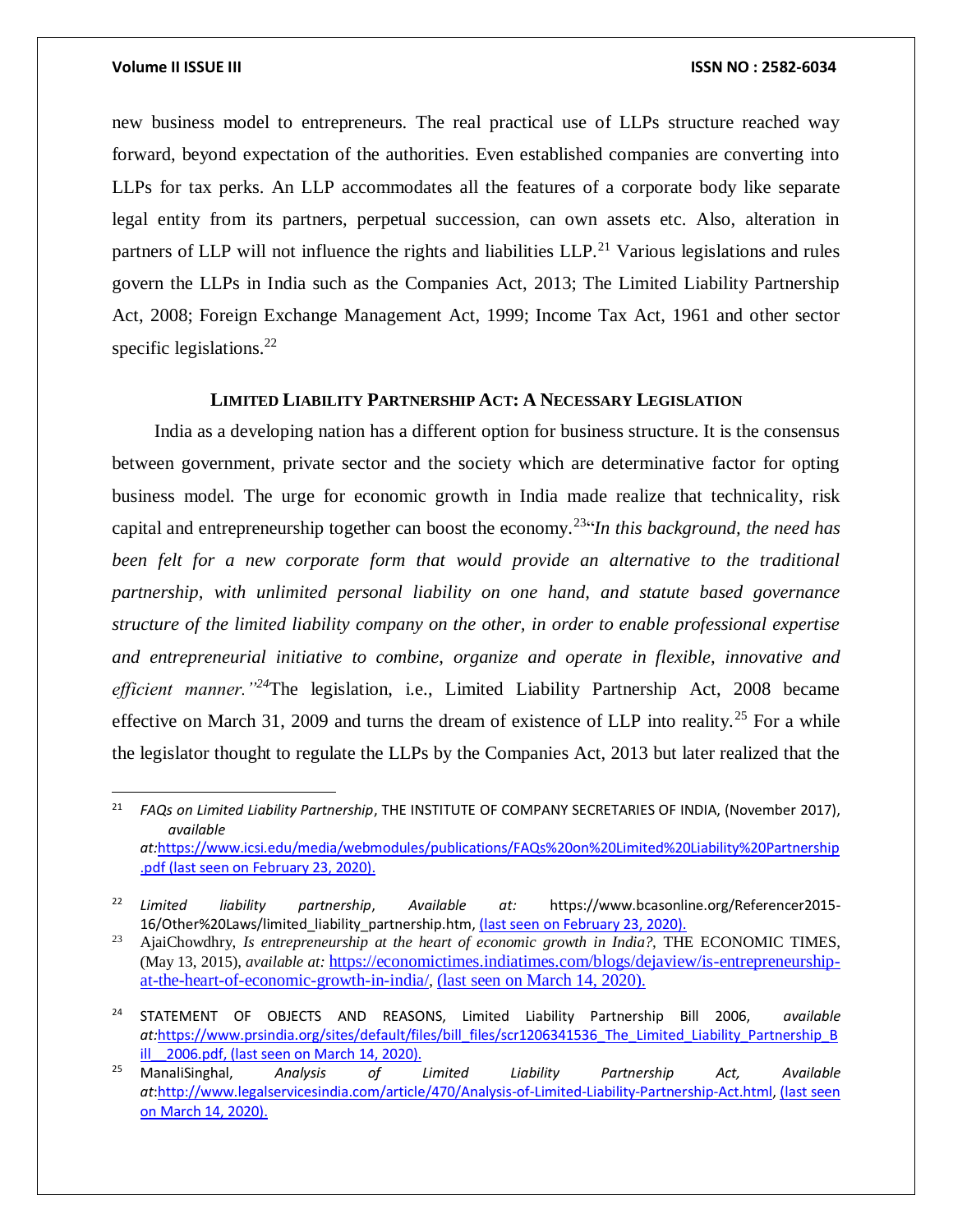new business model to entrepreneurs. The real practical use of LLPs structure reached way forward, beyond expectation of the authorities. Even established companies are converting into LLPs for tax perks. An LLP accommodates all the features of a corporate body like separate legal entity from its partners, perpetual succession, can own assets etc. Also, alteration in partners of LLP will not influence the rights and liabilities LLP.[21] Various legislations and rules govern the LLPs in India such as the Companies Act, 2013; The Limited Liability Partnership Act, 2008; Foreign Exchange Management Act, 1999; Income Tax Act, 1961 and other sector specific legislations.[22]

## LIMITED LIABILITY PARTNERSHIP ACT: A NECESSARY LEGISLATION

India as a developing nation has a different option for business structure. It is the consensus between government, private sector and the society which are determinative factor for opting business model. The urge for economic growth in India made realize that technicality, risk capital and entrepreneurship together can boost the economy.[23]"*In this background, the need has been felt for a new corporate form that would provide an alternative to the traditional partnership, with unlimited personal liability on one hand, and statute based governance structure of the limited liability company on the other, in order to enable professional expertise and entrepreneurial initiative to combine, organize and operate in flexible, innovative and efficient manner."*[24]The legislation, i.e., Limited Liability Partnership Act, 2008 became effective on March 31, 2009 and turns the dream of existence of LLP into reality.[25] For a while the legislator thought to regulate the LLPs by the Companies Act, 2013 but later realized that the

---

[21] *FAQs on Limited Liability Partnership*, THE INSTITUTE OF COMPANY SECRETARIES OF INDIA, (November 2017), *available at:*https://www.icsi.edu/media/webmodules/publications/FAQs%20on%20Limited%20Liability%20Partnership.pdf (last seen on February 23, 2020).

[22] *Limited liability partnership*, *Available at:* https://www.bcasonline.org/Referencer2015-16/Other%20Laws/limited_liability_partnership.htm, (last seen on February 23, 2020).

[23] AjaiChowdhry, *Is entrepreneurship at the heart of economic growth in India?*, THE ECONOMIC TIMES, (May 13, 2015), *available at:* https://economictimes.indiatimes.com/blogs/dejaview/is-entrepreneurship-at-the-heart-of-economic-growth-in-india/, (last seen on March 14, 2020).

[24] STATEMENT OF OBJECTS AND REASONS, Limited Liability Partnership Bill 2006, *available at:*https://www.prsindia.org/sites/default/files/bill_files/scr1206341536_The_Limited_Liability_Partnership_Bill__2006.pdf, (last seen on March 14, 2020).

[25] ManaliSinghal, *Analysis of Limited Liability Partnership Act, Available at*:http://www.legalservicesindia.com/article/470/Analysis-of-Limited-Liability-Partnership-Act.html, (last seen on March 14, 2020).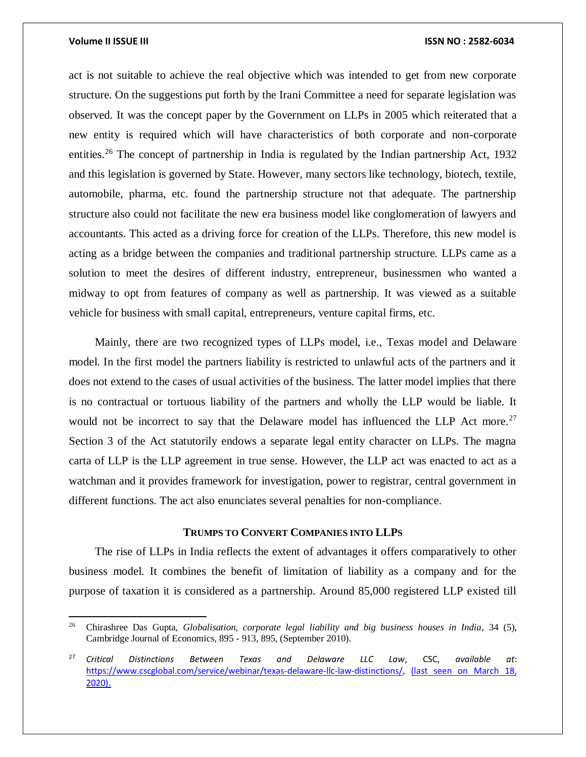act is not suitable to achieve the real objective which was intended to get from new corporate structure. On the suggestions put forth by the Irani Committee a need for separate legislation was observed. It was the concept paper by the Government on LLPs in 2005 which reiterated that a new entity is required which will have characteristics of both corporate and non-corporate entities.[26] The concept of partnership in India is regulated by the Indian partnership Act, 1932 and this legislation is governed by State. However, many sectors like technology, biotech, textile, automobile, pharma, etc. found the partnership structure not that adequate. The partnership structure also could not facilitate the new era business model like conglomeration of lawyers and accountants. This acted as a driving force for creation of the LLPs. Therefore, this new model is acting as a bridge between the companies and traditional partnership structure. LLPs came as a solution to meet the desires of different industry, entrepreneur, businessmen who wanted a midway to opt from features of company as well as partnership. It was viewed as a suitable vehicle for business with small capital, entrepreneurs, venture capital firms, etc.

Mainly, there are two recognized types of LLPs model, i.e., Texas model and Delaware model. In the first model the partners liability is restricted to unlawful acts of the partners and it does not extend to the cases of usual activities of the business. The latter model implies that there is no contractual or tortuous liability of the partners and wholly the LLP would be liable. It would not be incorrect to say that the Delaware model has influenced the LLP Act more.[27] Section 3 of the Act statutorily endows a separate legal entity character on LLPs. The magna carta of LLP is the LLP agreement in true sense. However, the LLP act was enacted to act as a watchman and it provides framework for investigation, power to registrar, central government in different functions. The act also enunciates several penalties for non-compliance.

## TRUMPS TO CONVERT COMPANIES INTO LLPS

The rise of LLPs in India reflects the extent of advantages it offers comparatively to other business model. It combines the benefit of limitation of liability as a company and for the purpose of taxation it is considered as a partnership. Around 85,000 registered LLP existed till

---

[26] Chirashree Das Gupta, *Globalisation, corporate legal liability and big business houses in India*, 34 (5), Cambridge Journal of Economics, 895 - 913, 895, (September 2010).

[27] *Critical Distinctions Between Texas and Delaware LLC Law*, CSC, *available at*: https://www.cscglobal.com/service/webinar/texas-delaware-llc-law-distinctions/, (last seen on March 18, 2020).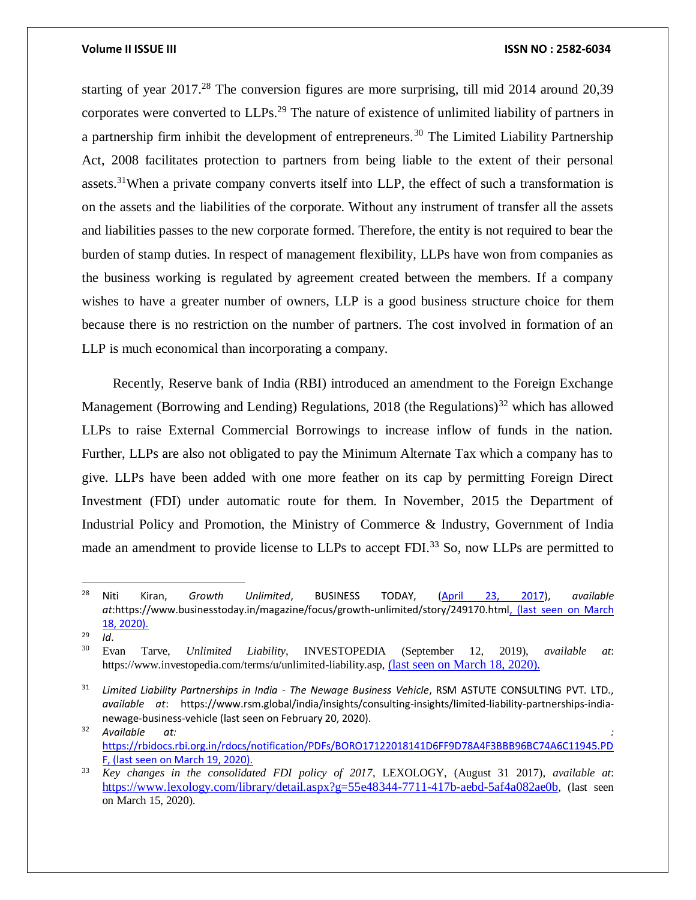starting of year 2017.[28] The conversion figures are more surprising, till mid 2014 around 20,39 corporates were converted to LLPs.[29] The nature of existence of unlimited liability of partners in a partnership firm inhibit the development of entrepreneurs.[30] The Limited Liability Partnership Act, 2008 facilitates protection to partners from being liable to the extent of their personal assets.[31]When a private company converts itself into LLP, the effect of such a transformation is on the assets and the liabilities of the corporate. Without any instrument of transfer all the assets and liabilities passes to the new corporate formed. Therefore, the entity is not required to bear the burden of stamp duties. In respect of management flexibility, LLPs have won from companies as the business working is regulated by agreement created between the members. If a company wishes to have a greater number of owners, LLP is a good business structure choice for them because there is no restriction on the number of partners. The cost involved in formation of an LLP is much economical than incorporating a company.

Recently, Reserve bank of India (RBI) introduced an amendment to the Foreign Exchange Management (Borrowing and Lending) Regulations, 2018 (the Regulations)[32] which has allowed LLPs to raise External Commercial Borrowings to increase inflow of funds in the nation. Further, LLPs are also not obligated to pay the Minimum Alternate Tax which a company has to give. LLPs have been added with one more feather on its cap by permitting Foreign Direct Investment (FDI) under automatic route for them. In November, 2015 the Department of Industrial Policy and Promotion, the Ministry of Commerce & Industry, Government of India made an amendment to provide license to LLPs to accept FDI.[33] So, now LLPs are permitted to

---

[28] Niti Kiran, *Growth Unlimited*, BUSINESS TODAY, (April 23, 2017), *available at*:https://www.businesstoday.in/magazine/focus/growth-unlimited/story/249170.html, (last seen on March 18, 2020).

[29] *Id*.

[30] Evan Tarve, *Unlimited Liability*, INVESTOPEDIA (September 12, 2019), *available at*: https://www.investopedia.com/terms/u/unlimited-liability.asp, (last seen on March 18, 2020).

[31] *Limited Liability Partnerships in India - The Newage Business Vehicle*, RSM ASTUTE CONSULTING PVT. LTD., *available at*: https://www.rsm.global/india/insights/consulting-insights/limited-liability-partnerships-india-newage-business-vehicle (last seen on February 20, 2020).

[32] *Available at:* https://rbidocs.rbi.org.in/rdocs/notification/PDFs/BORO17122018141D6FF9D78A4F3BBB96BC74A6C11945.PDF, (last seen on March 19, 2020).

[33] *Key changes in the consolidated FDI policy of 2017*, LEXOLOGY, (August 31 2017), *available at*: https://www.lexology.com/library/detail.aspx?g=55e48344-7711-417b-aebd-5af4a082ae0b, (last seen on March 15, 2020).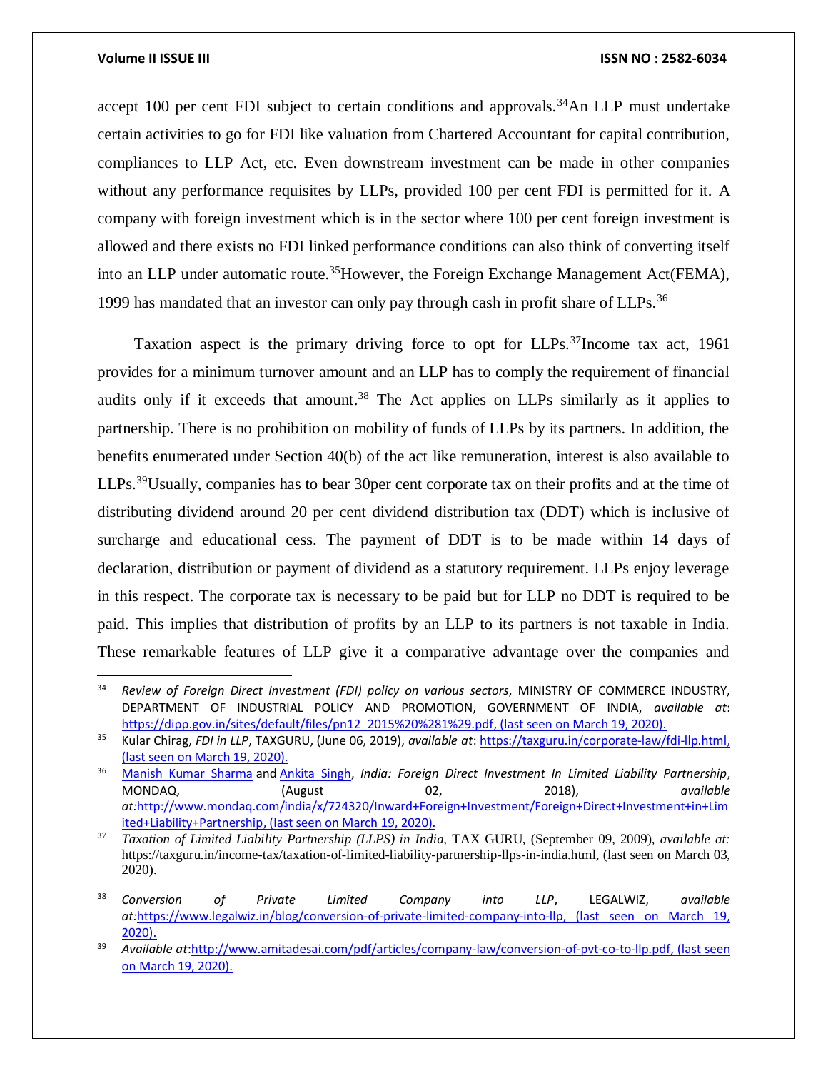accept 100 per cent FDI subject to certain conditions and approvals.[34]An LLP must undertake certain activities to go for FDI like valuation from Chartered Accountant for capital contribution, compliances to LLP Act, etc. Even downstream investment can be made in other companies without any performance requisites by LLPs, provided 100 per cent FDI is permitted for it. A company with foreign investment which is in the sector where 100 per cent foreign investment is allowed and there exists no FDI linked performance conditions can also think of converting itself into an LLP under automatic route.[35]However, the Foreign Exchange Management Act(FEMA), 1999 has mandated that an investor can only pay through cash in profit share of LLPs.[36]

Taxation aspect is the primary driving force to opt for LLPs.[37]Income tax act, 1961 provides for a minimum turnover amount and an LLP has to comply the requirement of financial audits only if it exceeds that amount.[38] The Act applies on LLPs similarly as it applies to partnership. There is no prohibition on mobility of funds of LLPs by its partners. In addition, the benefits enumerated under Section 40(b) of the act like remuneration, interest is also available to LLPs.[39]Usually, companies has to bear 30per cent corporate tax on their profits and at the time of distributing dividend around 20 per cent dividend distribution tax (DDT) which is inclusive of surcharge and educational cess. The payment of DDT is to be made within 14 days of declaration, distribution or payment of dividend as a statutory requirement. LLPs enjoy leverage in this respect. The corporate tax is necessary to be paid but for LLP no DDT is required to be paid. This implies that distribution of profits by an LLP to its partners is not taxable in India. These remarkable features of LLP give it a comparative advantage over the companies and

---

[34] *Review of Foreign Direct Investment (FDI) policy on various sectors*, MINISTRY OF COMMERCE INDUSTRY, DEPARTMENT OF INDUSTRIAL POLICY AND PROMOTION, GOVERNMENT OF INDIA, *available at*: https://dipp.gov.in/sites/default/files/pn12_2015%20%281%29.pdf, (last seen on March 19, 2020).

[35] Kular Chirag, *FDI in LLP*, TAXGURU, (June 06, 2019), *available at*: https://taxguru.in/corporate-law/fdi-llp.html, (last seen on March 19, 2020).

[36] Manish Kumar Sharma and Ankita Singh, *India: Foreign Direct Investment In Limited Liability Partnership*, MONDAQ, (August 02, 2018), *available at*:http://www.mondaq.com/india/x/724320/Inward+Foreign+Investment/Foreign+Direct+Investment+in+Limited+Liability+Partnership, (last seen on March 19, 2020).

[37] *Taxation of Limited Liability Partnership (LLPS) in India*, TAX GURU, (September 09, 2009), *available at:* https://taxguru.in/income-tax/taxation-of-limited-liability-partnership-llps-in-india.html, (last seen on March 03, 2020).

[38] *Conversion of Private Limited Company into LLP*, LEGALWIZ, *available at*:https://www.legalwiz.in/blog/conversion-of-private-limited-company-into-llp, (last seen on March 19, 2020).

[39] *Available at*:http://www.amitadesai.com/pdf/articles/company-law/conversion-of-pvt-co-to-llp.pdf, (last seen on March 19, 2020).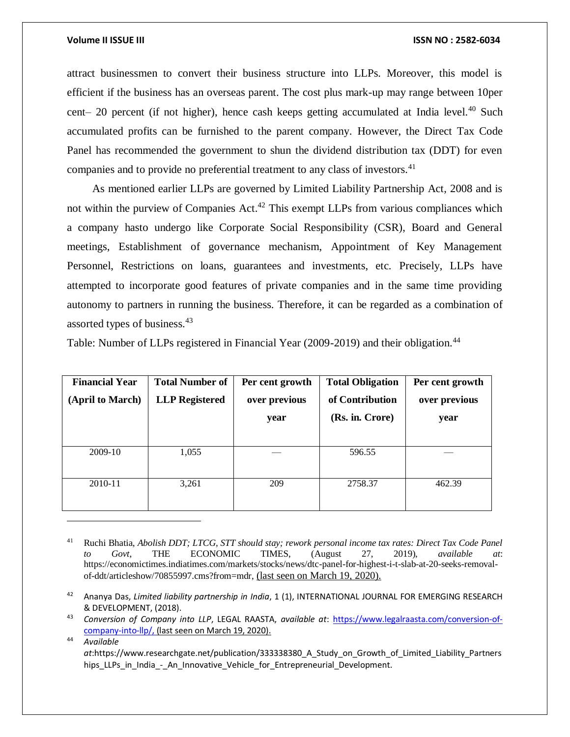attract businessmen to convert their business structure into LLPs. Moreover, this model is efficient if the business has an overseas parent. The cost plus mark-up may range between 10per cent– 20 percent (if not higher), hence cash keeps getting accumulated at India level.[40] Such accumulated profits can be furnished to the parent company. However, the Direct Tax Code Panel has recommended the government to shun the dividend distribution tax (DDT) for even companies and to provide no preferential treatment to any class of investors.[41]

As mentioned earlier LLPs are governed by Limited Liability Partnership Act, 2008 and is not within the purview of Companies Act.[42] This exempt LLPs from various compliances which a company hasto undergo like Corporate Social Responsibility (CSR), Board and General meetings, Establishment of governance mechanism, Appointment of Key Management Personnel, Restrictions on loans, guarantees and investments, etc. Precisely, LLPs have attempted to incorporate good features of private companies and in the same time providing autonomy to partners in running the business. Therefore, it can be regarded as a combination of assorted types of business.[43]

Table: Number of LLPs registered in Financial Year (2009-2019) and their obligation.[44]

| Financial Year (April to March) | Total Number of LLP Registered | Per cent growth over previous year | Total Obligation of Contribution (Rs. in. Crore) | Per cent growth over previous year |
|---|---|---|---|---|
| 2009-10 | 1,055 | — | 596.55 | — |
| 2010-11 | 3,261 | 209 | 2758.37 | 462.39 |

---

[41] Ruchi Bhatia, *Abolish DDT; LTCG, STT should stay; rework personal income tax rates: Direct Tax Code Panel to Govt*, THE ECONOMIC TIMES, (August 27, 2019), *available at*: https://economictimes.indiatimes.com/markets/stocks/news/dtc-panel-for-highest-i-t-slab-at-20-seeks-removal-of-ddt/articleshow/70855997.cms?from=mdr, (last seen on March 19, 2020).

[42] Ananya Das, *Limited liability partnership in India*, 1 (1), INTERNATIONAL JOURNAL FOR EMERGING RESEARCH & DEVELOPMENT, (2018).

[43] *Conversion of Company into LLP*, LEGAL RAASTA, *available at*: https://www.legalraasta.com/conversion-of-company-into-llp/, (last seen on March 19, 2020).

[44] *Available at*:https://www.researchgate.net/publication/333338380_A_Study_on_Growth_of_Limited_Liability_Partnerships_LLPs_in_India_-_An_Innovative_Vehicle_for_Entrepreneurial_Development.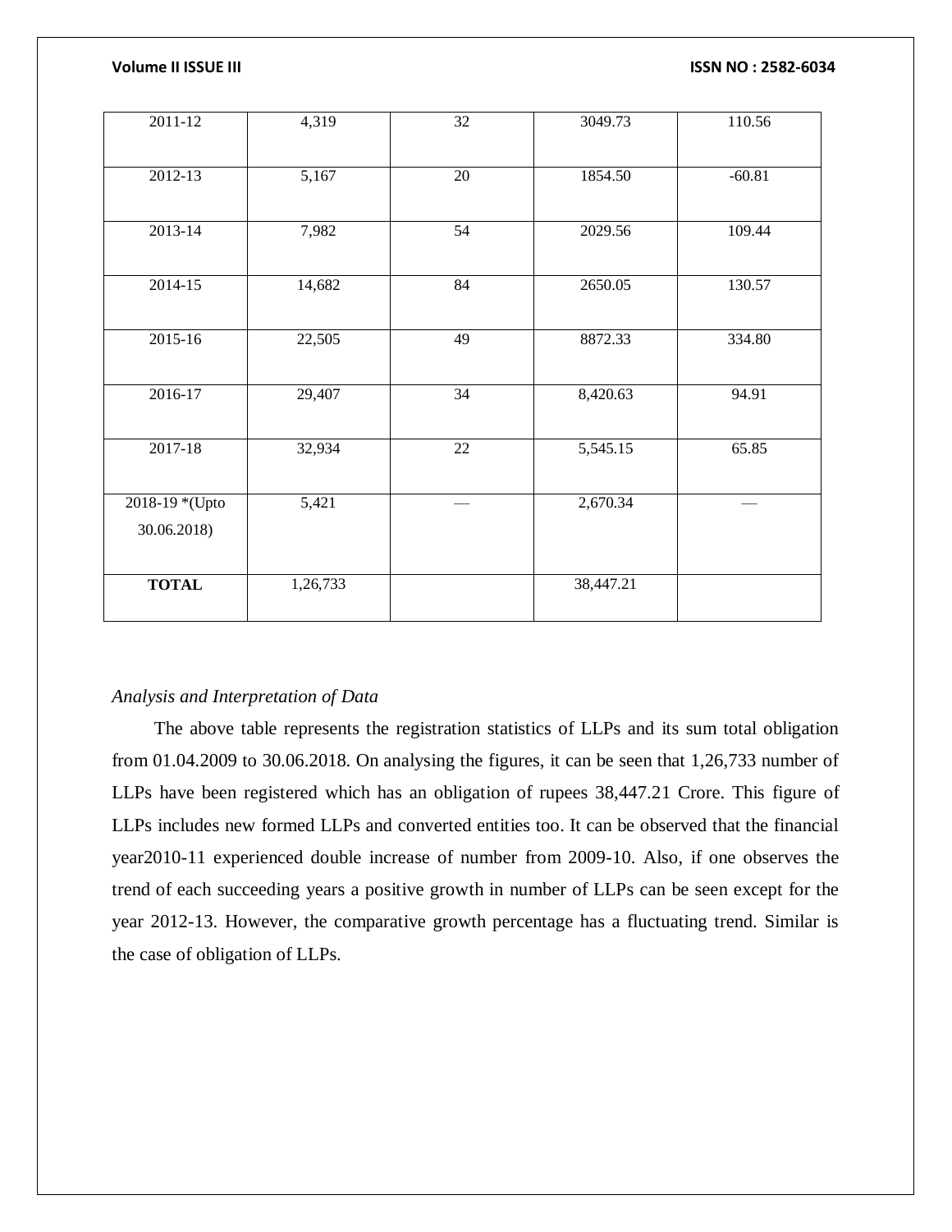| | | | | |
|---|---|---|---|---|
| 2011-12 | 4,319 | 32 | 3049.73 | 110.56 |
| 2012-13 | 5,167 | 20 | 1854.50 | -60.81 |
| 2013-14 | 7,982 | 54 | 2029.56 | 109.44 |
| 2014-15 | 14,682 | 84 | 2650.05 | 130.57 |
| 2015-16 | 22,505 | 49 | 8872.33 | 334.80 |
| 2016-17 | 29,407 | 34 | 8,420.63 | 94.91 |
| 2017-18 | 32,934 | 22 | 5,545.15 | 65.85 |
| 2018-19 *(Upto 30.06.2018) | 5,421 | — | 2,670.34 | — |
| **TOTAL** | 1,26,733 | | 38,447.21 | |

*Analysis and Interpretation of Data*

The above table represents the registration statistics of LLPs and its sum total obligation from 01.04.2009 to 30.06.2018. On analysing the figures, it can be seen that 1,26,733 number of LLPs have been registered which has an obligation of rupees 38,447.21 Crore. This figure of LLPs includes new formed LLPs and converted entities too. It can be observed that the financial year2010-11 experienced double increase of number from 2009-10. Also, if one observes the trend of each succeeding years a positive growth in number of LLPs can be seen except for the year 2012-13. However, the comparative growth percentage has a fluctuating trend. Similar is the case of obligation of LLPs.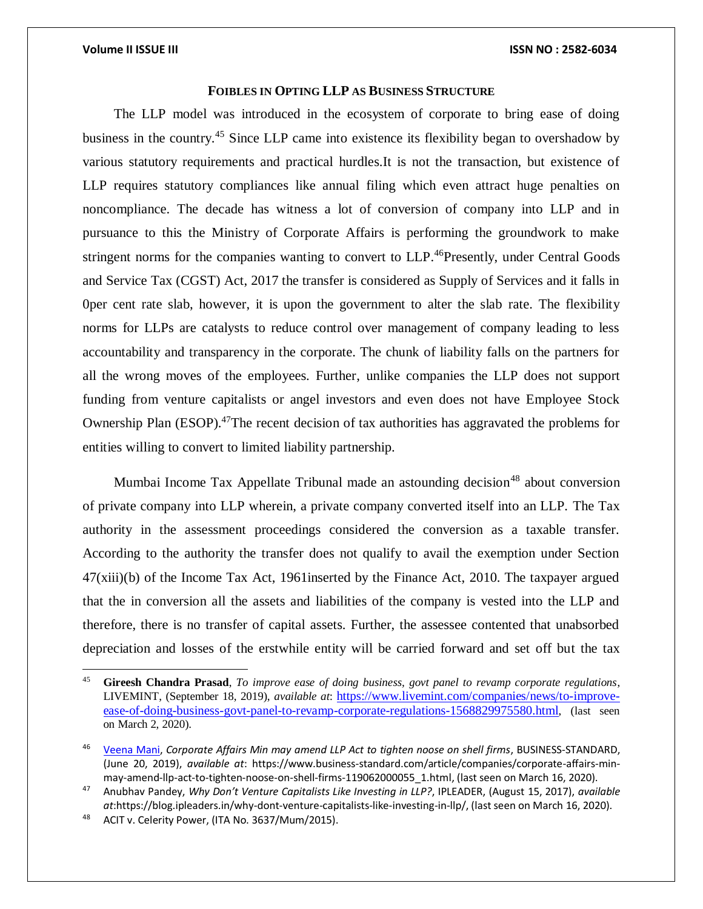**FOIBLES IN OPTING LLP AS BUSINESS STRUCTURE**

The LLP model was introduced in the ecosystem of corporate to bring ease of doing business in the country.[45] Since LLP came into existence its flexibility began to overshadow by various statutory requirements and practical hurdles.It is not the transaction, but existence of LLP requires statutory compliances like annual filing which even attract huge penalties on noncompliance. The decade has witness a lot of conversion of company into LLP and in pursuance to this the Ministry of Corporate Affairs is performing the groundwork to make stringent norms for the companies wanting to convert to LLP.[46]Presently, under Central Goods and Service Tax (CGST) Act, 2017 the transfer is considered as Supply of Services and it falls in 0per cent rate slab, however, it is upon the government to alter the slab rate. The flexibility norms for LLPs are catalysts to reduce control over management of company leading to less accountability and transparency in the corporate. The chunk of liability falls on the partners for all the wrong moves of the employees. Further, unlike companies the LLP does not support funding from venture capitalists or angel investors and even does not have Employee Stock Ownership Plan (ESOP).[47]The recent decision of tax authorities has aggravated the problems for entities willing to convert to limited liability partnership.

Mumbai Income Tax Appellate Tribunal made an astounding decision[48] about conversion of private company into LLP wherein, a private company converted itself into an LLP. The Tax authority in the assessment proceedings considered the conversion as a taxable transfer. According to the authority the transfer does not qualify to avail the exemption under Section 47(xiii)(b) of the Income Tax Act, 1961inserted by the Finance Act, 2010. The taxpayer argued that the in conversion all the assets and liabilities of the company is vested into the LLP and therefore, there is no transfer of capital assets. Further, the assessee contented that unabsorbed depreciation and losses of the erstwhile entity will be carried forward and set off but the tax

---

[45] **Gireesh Chandra Prasad**, *To improve ease of doing business, govt panel to revamp corporate regulations*, LIVEMINT, (September 18, 2019), *available at*: https://www.livemint.com/companies/news/to-improve-ease-of-doing-business-govt-panel-to-revamp-corporate-regulations-1568829975580.html, (last seen on March 2, 2020).

[46] Veena Mani, *Corporate Affairs Min may amend LLP Act to tighten noose on shell firms*, BUSINESS-STANDARD, (June 20, 2019), *available at*: https://www.business-standard.com/article/companies/corporate-affairs-min-may-amend-llp-act-to-tighten-noose-on-shell-firms-119062000055_1.html, (last seen on March 16, 2020).

[47] Anubhav Pandey, *Why Don't Venture Capitalists Like Investing in LLP?*, IPLEADER, (August 15, 2017), *available at*:https://blog.ipleaders.in/why-dont-venture-capitalists-like-investing-in-llp/, (last seen on March 16, 2020).

[48] ACIT v. Celerity Power, (ITA No. 3637/Mum/2015).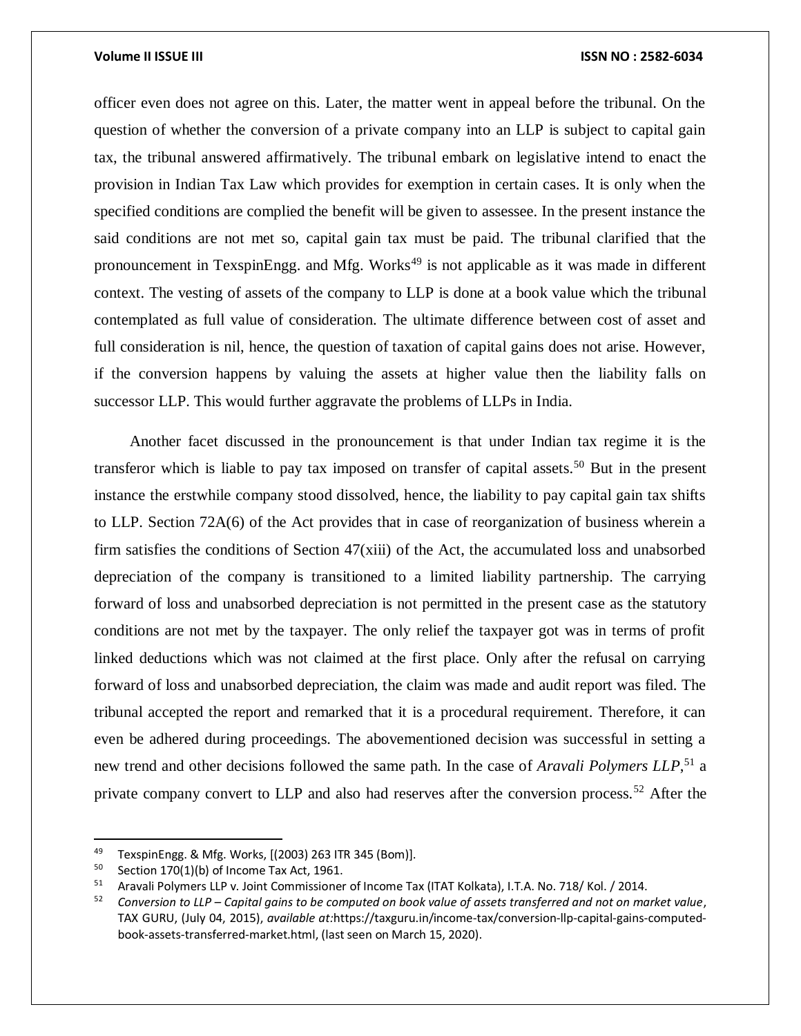officer even does not agree on this. Later, the matter went in appeal before the tribunal. On the question of whether the conversion of a private company into an LLP is subject to capital gain tax, the tribunal answered affirmatively. The tribunal embark on legislative intend to enact the provision in Indian Tax Law which provides for exemption in certain cases. It is only when the specified conditions are complied the benefit will be given to assessee. In the present instance the said conditions are not met so, capital gain tax must be paid. The tribunal clarified that the pronouncement in TexspinEngg. and Mfg. Works[49] is not applicable as it was made in different context. The vesting of assets of the company to LLP is done at a book value which the tribunal contemplated as full value of consideration. The ultimate difference between cost of asset and full consideration is nil, hence, the question of taxation of capital gains does not arise. However, if the conversion happens by valuing the assets at higher value then the liability falls on successor LLP. This would further aggravate the problems of LLPs in India.

Another facet discussed in the pronouncement is that under Indian tax regime it is the transferor which is liable to pay tax imposed on transfer of capital assets.[50] But in the present instance the erstwhile company stood dissolved, hence, the liability to pay capital gain tax shifts to LLP. Section 72A(6) of the Act provides that in case of reorganization of business wherein a firm satisfies the conditions of Section 47(xiii) of the Act, the accumulated loss and unabsorbed depreciation of the company is transitioned to a limited liability partnership. The carrying forward of loss and unabsorbed depreciation is not permitted in the present case as the statutory conditions are not met by the taxpayer. The only relief the taxpayer got was in terms of profit linked deductions which was not claimed at the first place. Only after the refusal on carrying forward of loss and unabsorbed depreciation, the claim was made and audit report was filed. The tribunal accepted the report and remarked that it is a procedural requirement. Therefore, it can even be adhered during proceedings. The abovementioned decision was successful in setting a new trend and other decisions followed the same path. In the case of *Aravali Polymers LLP*,[51] a private company convert to LLP and also had reserves after the conversion process.[52] After the

---

[49] TexspinEngg. & Mfg. Works, [(2003) 263 ITR 345 (Bom)].

[50] Section 170(1)(b) of Income Tax Act, 1961.

[51] Aravali Polymers LLP v. Joint Commissioner of Income Tax (ITAT Kolkata), I.T.A. No. 718/ Kol. / 2014.

[52] *Conversion to LLP – Capital gains to be computed on book value of assets transferred and not on market value*, TAX GURU, (July 04, 2015), *available at:*https://taxguru.in/income-tax/conversion-llp-capital-gains-computed-book-assets-transferred-market.html, (last seen on March 15, 2020).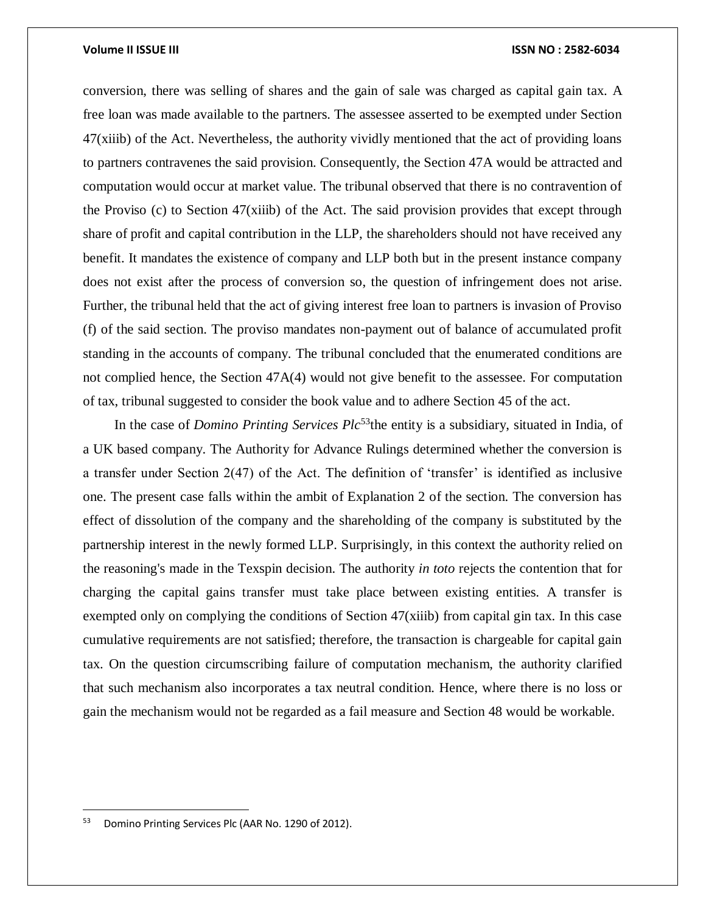conversion, there was selling of shares and the gain of sale was charged as capital gain tax. A free loan was made available to the partners. The assessee asserted to be exempted under Section 47(xiiib) of the Act. Nevertheless, the authority vividly mentioned that the act of providing loans to partners contravenes the said provision. Consequently, the Section 47A would be attracted and computation would occur at market value. The tribunal observed that there is no contravention of the Proviso (c) to Section 47(xiiib) of the Act. The said provision provides that except through share of profit and capital contribution in the LLP, the shareholders should not have received any benefit. It mandates the existence of company and LLP both but in the present instance company does not exist after the process of conversion so, the question of infringement does not arise. Further, the tribunal held that the act of giving interest free loan to partners is invasion of Proviso (f) of the said section. The proviso mandates non-payment out of balance of accumulated profit standing in the accounts of company. The tribunal concluded that the enumerated conditions are not complied hence, the Section 47A(4) would not give benefit to the assessee. For computation of tax, tribunal suggested to consider the book value and to adhere Section 45 of the act.

In the case of *Domino Printing Services Plc*[53]the entity is a subsidiary, situated in India, of a UK based company. The Authority for Advance Rulings determined whether the conversion is a transfer under Section 2(47) of the Act. The definition of 'transfer' is identified as inclusive one. The present case falls within the ambit of Explanation 2 of the section. The conversion has effect of dissolution of the company and the shareholding of the company is substituted by the partnership interest in the newly formed LLP. Surprisingly, in this context the authority relied on the reasoning's made in the Texspin decision. The authority *in toto* rejects the contention that for charging the capital gains transfer must take place between existing entities. A transfer is exempted only on complying the conditions of Section 47(xiiib) from capital gin tax. In this case cumulative requirements are not satisfied; therefore, the transaction is chargeable for capital gain tax. On the question circumscribing failure of computation mechanism, the authority clarified that such mechanism also incorporates a tax neutral condition. Hence, where there is no loss or gain the mechanism would not be regarded as a fail measure and Section 48 would be workable.

---

[53] Domino Printing Services Plc (AAR No. 1290 of 2012).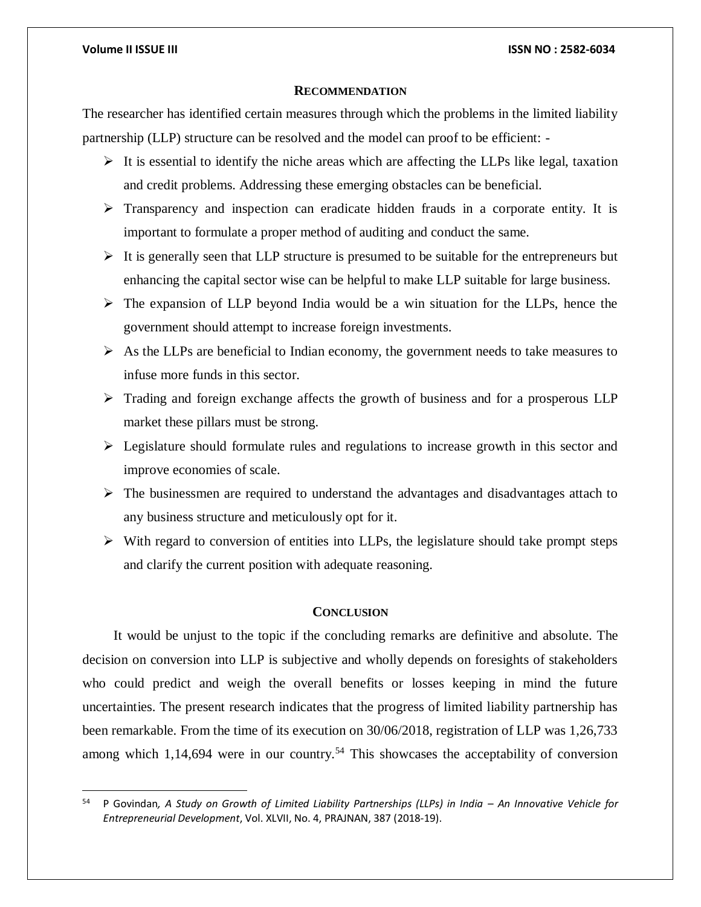## RECOMMENDATION

The researcher has identified certain measures through which the problems in the limited liability partnership (LLP) structure can be resolved and the model can proof to be efficient: -

- It is essential to identify the niche areas which are affecting the LLPs like legal, taxation and credit problems. Addressing these emerging obstacles can be beneficial.
- Transparency and inspection can eradicate hidden frauds in a corporate entity. It is important to formulate a proper method of auditing and conduct the same.
- It is generally seen that LLP structure is presumed to be suitable for the entrepreneurs but enhancing the capital sector wise can be helpful to make LLP suitable for large business.
- The expansion of LLP beyond India would be a win situation for the LLPs, hence the government should attempt to increase foreign investments.
- As the LLPs are beneficial to Indian economy, the government needs to take measures to infuse more funds in this sector.
- Trading and foreign exchange affects the growth of business and for a prosperous LLP market these pillars must be strong.
- Legislature should formulate rules and regulations to increase growth in this sector and improve economies of scale.
- The businessmen are required to understand the advantages and disadvantages attach to any business structure and meticulously opt for it.
- With regard to conversion of entities into LLPs, the legislature should take prompt steps and clarify the current position with adequate reasoning.

## CONCLUSION

It would be unjust to the topic if the concluding remarks are definitive and absolute. The decision on conversion into LLP is subjective and wholly depends on foresights of stakeholders who could predict and weigh the overall benefits or losses keeping in mind the future uncertainties. The present research indicates that the progress of limited liability partnership has been remarkable. From the time of its execution on 30/06/2018, registration of LLP was 1,26,733 among which 1,14,694 were in our country.[54] This showcases the acceptability of conversion

---

[54] P Govindan, *A Study on Growth of Limited Liability Partnerships (LLPs) in India – An Innovative Vehicle for Entrepreneurial Development*, Vol. XLVII, No. 4, PRAJNAN, 387 (2018-19).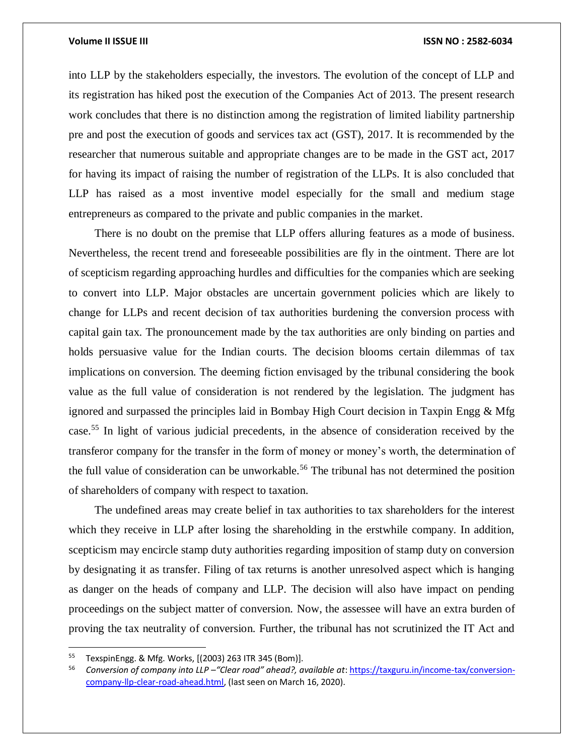into LLP by the stakeholders especially, the investors. The evolution of the concept of LLP and its registration has hiked post the execution of the Companies Act of 2013. The present research work concludes that there is no distinction among the registration of limited liability partnership pre and post the execution of goods and services tax act (GST), 2017. It is recommended by the researcher that numerous suitable and appropriate changes are to be made in the GST act, 2017 for having its impact of raising the number of registration of the LLPs. It is also concluded that LLP has raised as a most inventive model especially for the small and medium stage entrepreneurs as compared to the private and public companies in the market.

There is no doubt on the premise that LLP offers alluring features as a mode of business. Nevertheless, the recent trend and foreseeable possibilities are fly in the ointment. There are lot of scepticism regarding approaching hurdles and difficulties for the companies which are seeking to convert into LLP. Major obstacles are uncertain government policies which are likely to change for LLPs and recent decision of tax authorities burdening the conversion process with capital gain tax. The pronouncement made by the tax authorities are only binding on parties and holds persuasive value for the Indian courts. The decision blooms certain dilemmas of tax implications on conversion. The deeming fiction envisaged by the tribunal considering the book value as the full value of consideration is not rendered by the legislation. The judgment has ignored and surpassed the principles laid in Bombay High Court decision in Taxpin Engg & Mfg case.[55] In light of various judicial precedents, in the absence of consideration received by the transferor company for the transfer in the form of money or money's worth, the determination of the full value of consideration can be unworkable.[56] The tribunal has not determined the position of shareholders of company with respect to taxation.

The undefined areas may create belief in tax authorities to tax shareholders for the interest which they receive in LLP after losing the shareholding in the erstwhile company. In addition, scepticism may encircle stamp duty authorities regarding imposition of stamp duty on conversion by designating it as transfer. Filing of tax returns is another unresolved aspect which is hanging as danger on the heads of company and LLP. The decision will also have impact on pending proceedings on the subject matter of conversion. Now, the assessee will have an extra burden of proving the tax neutrality of conversion. Further, the tribunal has not scrutinized the IT Act and

---

[55] TexspinEngg. & Mfg. Works, [(2003) 263 ITR 345 (Bom)].

[56] *Conversion of company into LLP –"Clear road" ahead?, available at*: https://taxguru.in/income-tax/conversion-company-llp-clear-road-ahead.html, (last seen on March 16, 2020).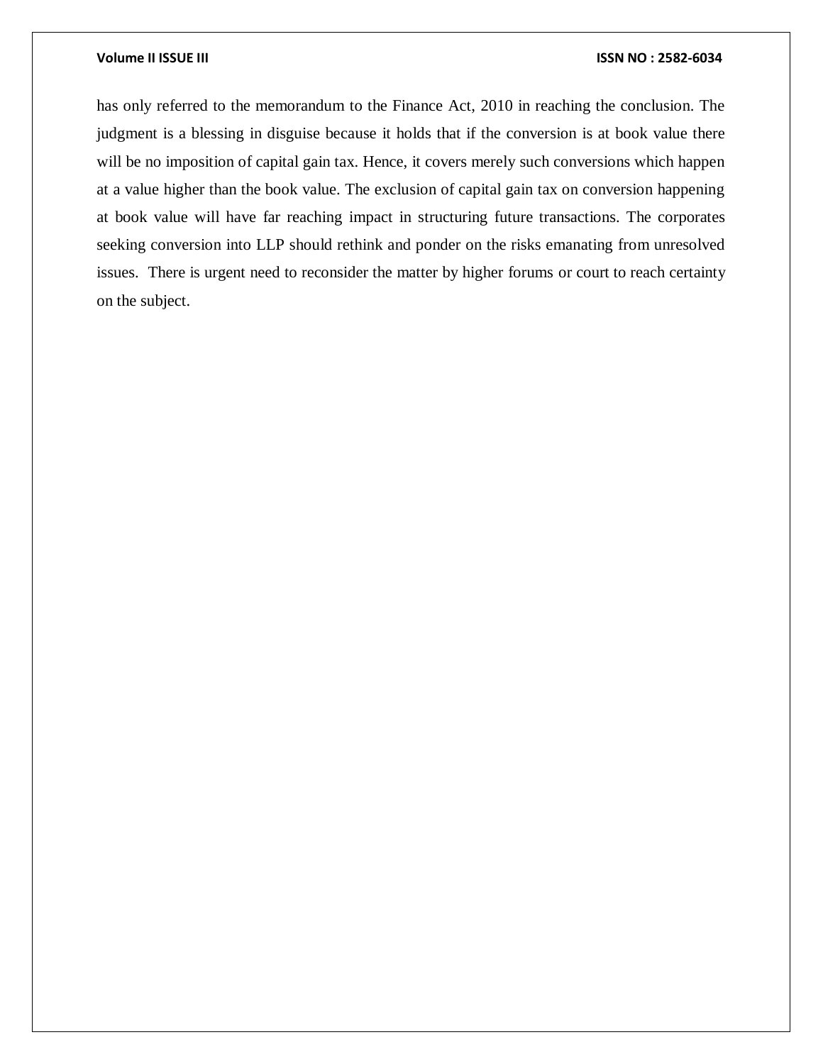has only referred to the memorandum to the Finance Act, 2010 in reaching the conclusion. The judgment is a blessing in disguise because it holds that if the conversion is at book value there will be no imposition of capital gain tax. Hence, it covers merely such conversions which happen at a value higher than the book value. The exclusion of capital gain tax on conversion happening at book value will have far reaching impact in structuring future transactions. The corporates seeking conversion into LLP should rethink and ponder on the risks emanating from unresolved issues. There is urgent need to reconsider the matter by higher forums or court to reach certainty on the subject.